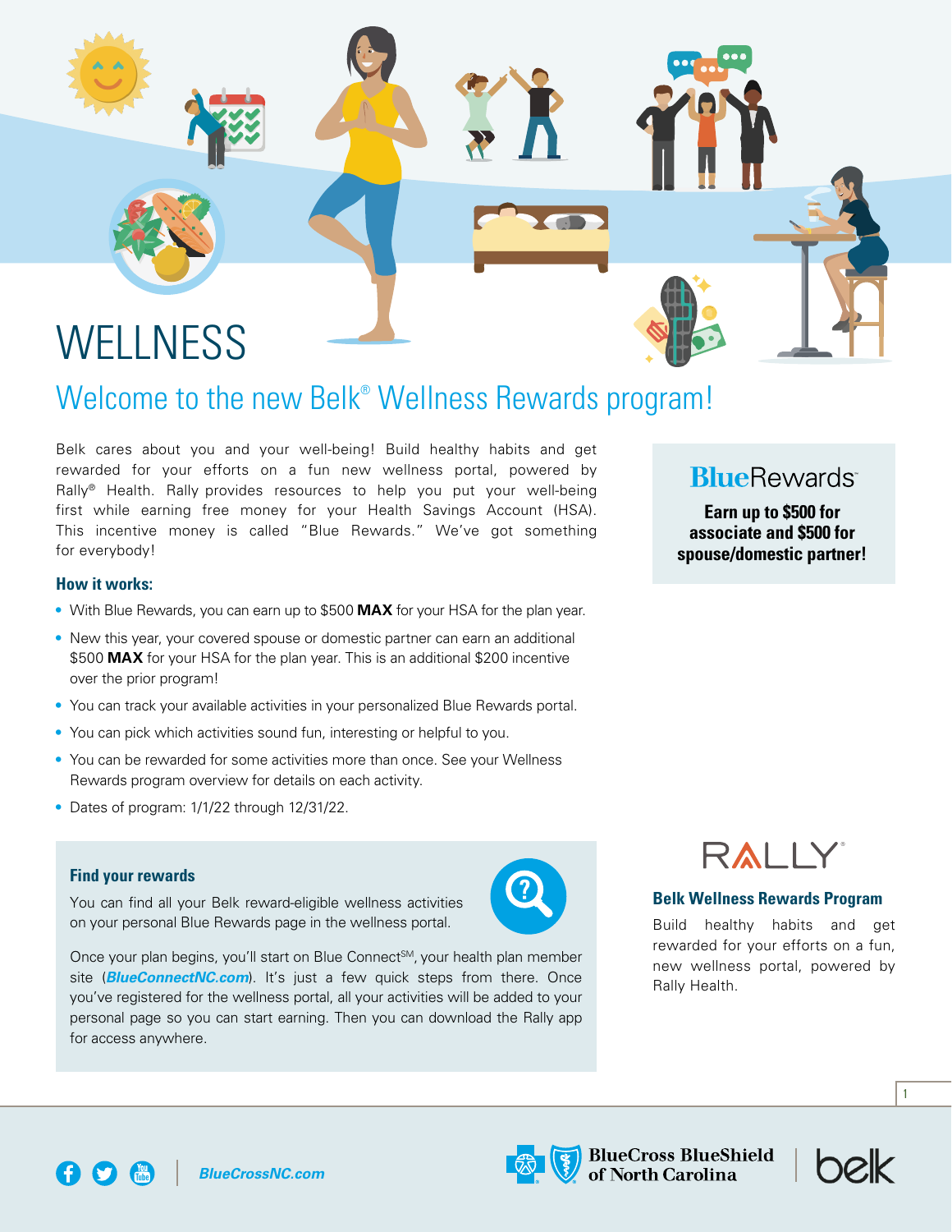# WELLNESS

## Welcome to the new Belk® Wellness Rewards program!

Belk cares about you and your well-being! Build healthy habits and get rewarded for your efforts on a fun new wellness portal, powered by Rally® Health. Rally provides resources to help you put your well-being first while earning free money for your Health Savings Account (HSA). This incentive money is called "Blue Rewards." We've got something for everybody!

**BlueRewards**

**Earn up to $500 for associate and $500 for spouse/domestic partner!**

### How it works:

- With Blue Rewards, you can earn up to $500 **MAX** for your HSA for the plan year.
- New this year, your covered spouse or domestic partner can earn an additional $500 **MAX** for your HSA for the plan year. This is an additional $200 incentive over the prior program!
- You can track your available activities in your personalized Blue Rewards portal.
- You can pick which activities sound fun, interesting or helpful to you.
- You can be rewarded for some activities more than once. See your Wellness Rewards program overview for details on each activity.
- Dates of program: 1/1/22 through 12/31/22.

### Find your rewards

You can find all your Belk reward-eligible wellness activities on your personal Blue Rewards page in the wellness portal.

Once your plan begins, you'll start on Blue Connect℠, your health plan member site (***BlueConnectNC.com***). It's just a few quick steps from there. Once you've registered for the wellness portal, all your activities will be added to your personal page so you can start earning. Then you can download the Rally app for access anywhere.

RALLY®

### Belk Wellness Rewards Program

Build healthy habits and get rewarded for your efforts on a fun, new wellness portal, powered by Rally Health.

*BlueCrossNC.com*

BlueCross BlueShield of North Carolina | belk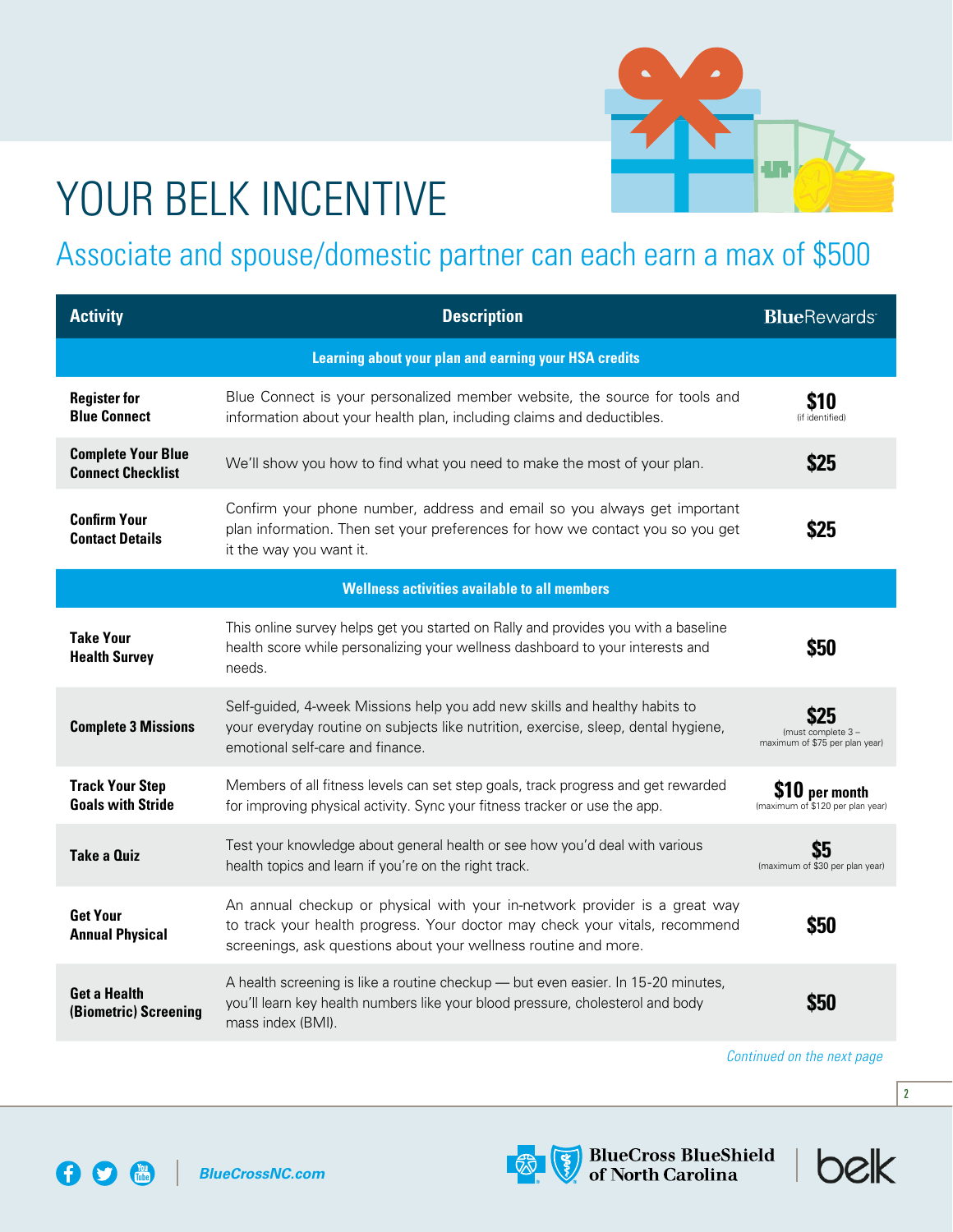# YOUR BELK INCENTIVE

## Associate and spouse/domestic partner can each earn a max of $500

| Activity | Description | BlueRewards |
|---|---|---|
| **Learning about your plan and earning your HSA credits** | | |
| **Register for Blue Connect** | Blue Connect is your personalized member website, the source for tools and information about your health plan, including claims and deductibles. | **$10** (if identified) |
| **Complete Your Blue Connect Checklist** | We'll show you how to find what you need to make the most of your plan. | **$25** |
| **Confirm Your Contact Details** | Confirm your phone number, address and email so you always get important plan information. Then set your preferences for how we contact you so you get it the way you want it. | **$25** |
| **Wellness activities available to all members** | | |
| **Take Your Health Survey** | This online survey helps get you started on Rally and provides you with a baseline health score while personalizing your wellness dashboard to your interests and needs. | **$50** |
| **Complete 3 Missions** | Self-guided, 4-week Missions help you add new skills and healthy habits to your everyday routine on subjects like nutrition, exercise, sleep, dental hygiene, emotional self-care and finance. | **$25** (must complete 3 – maximum of $75 per plan year) |
| **Track Your Step Goals with Stride** | Members of all fitness levels can set step goals, track progress and get rewarded for improving physical activity. Sync your fitness tracker or use the app. | **$10 per month** (maximum of $120 per plan year) |
| **Take a Quiz** | Test your knowledge about general health or see how you'd deal with various health topics and learn if you're on the right track. | **$5** (maximum of $30 per plan year) |
| **Get Your Annual Physical** | An annual checkup or physical with your in-network provider is a great way to track your health progress. Your doctor may check your vitals, recommend screenings, ask questions about your wellness routine and more. | **$50** |
| **Get a Health (Biometric) Screening** | A health screening is like a routine checkup — but even easier. In 15-20 minutes, you'll learn key health numbers like your blood pressure, cholesterol and body mass index (BMI). | **$50** |

*Continued on the next page*

BlueCrossNC.com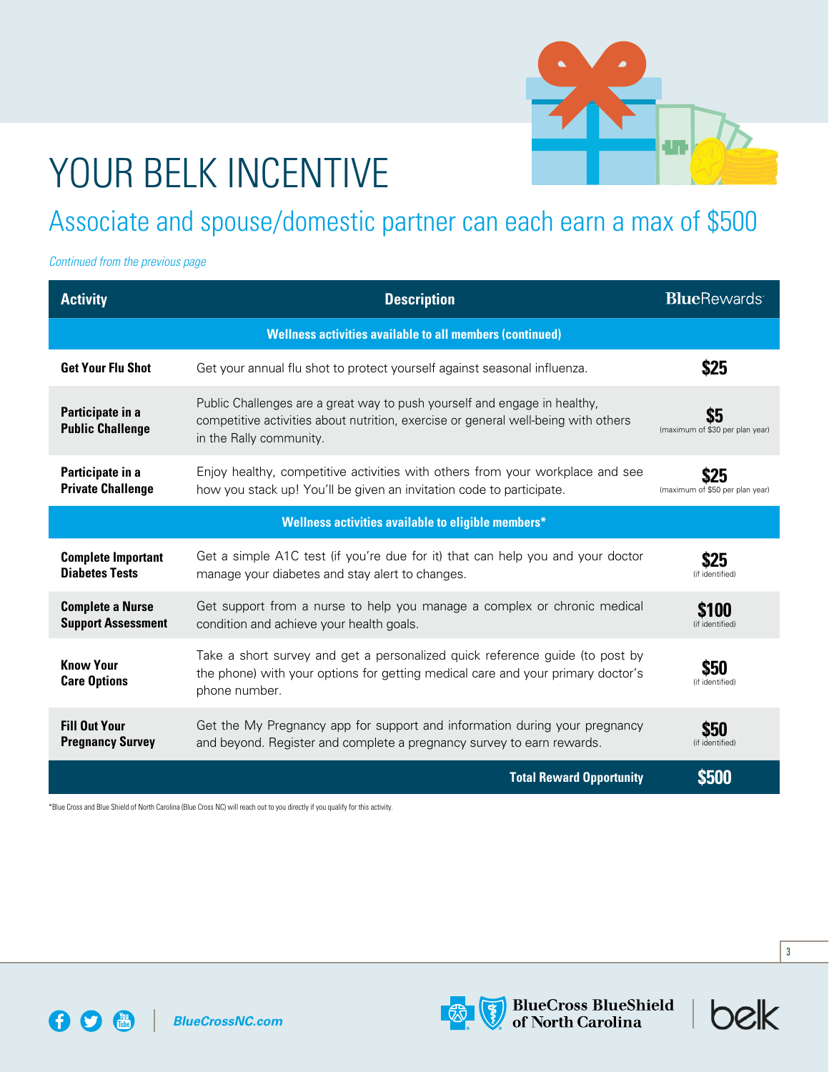# YOUR BELK INCENTIVE

## Associate and spouse/domestic partner can each earn a max of $500

*Continued from the previous page*

| Activity | Description | BlueRewards |
| --- | --- | --- |
| **Wellness activities available to all members (continued)** | | |
| **Get Your Flu Shot** | Get your annual flu shot to protect yourself against seasonal influenza. | **$25** |
| **Participate in a Public Challenge** | Public Challenges are a great way to push yourself and engage in healthy, competitive activities about nutrition, exercise or general well-being with others in the Rally community. | **$5** (maximum of $30 per plan year) |
| **Participate in a Private Challenge** | Enjoy healthy, competitive activities with others from your workplace and see how you stack up! You'll be given an invitation code to participate. | **$25** (maximum of $50 per plan year) |
| **Wellness activities available to eligible members*** | | |
| **Complete Important Diabetes Tests** | Get a simple A1C test (if you're due for it) that can help you and your doctor manage your diabetes and stay alert to changes. | **$25** (if identified) |
| **Complete a Nurse Support Assessment** | Get support from a nurse to help you manage a complex or chronic medical condition and achieve your health goals. | **$100** (if identified) |
| **Know Your Care Options** | Take a short survey and get a personalized quick reference guide (to post by the phone) with your options for getting medical care and your primary doctor's phone number. | **$50** (if identified) |
| **Fill Out Your Pregnancy Survey** | Get the My Pregnancy app for support and information during your pregnancy and beyond. Register and complete a pregnancy survey to earn rewards. | **$50** (if identified) |
| | **Total Reward Opportunity** | **$500** |

*Blue Cross and Blue Shield of North Carolina (Blue Cross NC) will reach out to you directly if you qualify for this activity.

BlueCrossNC.com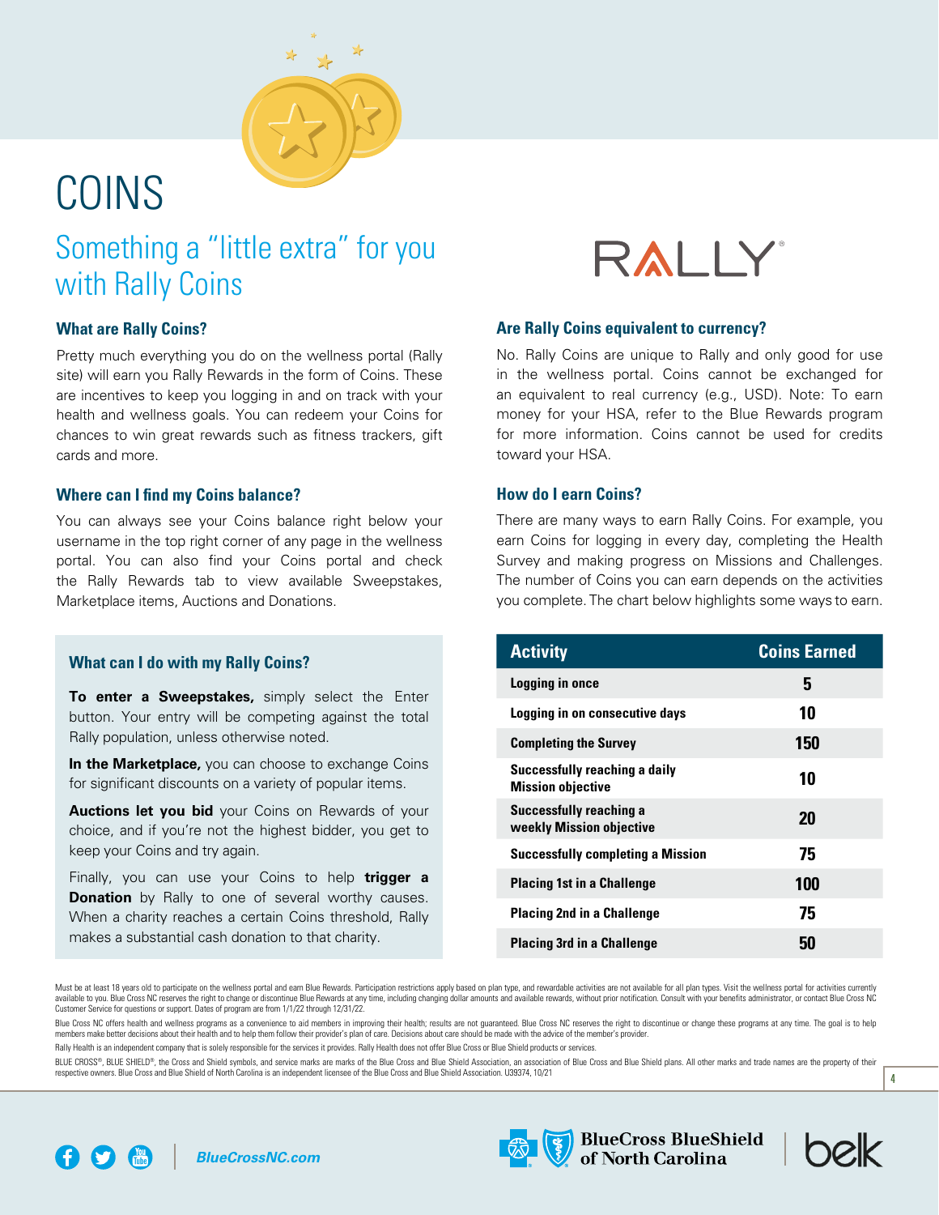# COINS

## Something a "little extra" for you with Rally Coins

RALLY

### What are Rally Coins?

Pretty much everything you do on the wellness portal (Rally site) will earn you Rally Rewards in the form of Coins. These are incentives to keep you logging in and on track with your health and wellness goals. You can redeem your Coins for chances to win great rewards such as fitness trackers, gift cards and more.

### Where can I find my Coins balance?

You can always see your Coins balance right below your username in the top right corner of any page in the wellness portal. You can also find your Coins portal and check the Rally Rewards tab to view available Sweepstakes, Marketplace items, Auctions and Donations.

### What can I do with my Rally Coins?

**To enter a Sweepstakes,** simply select the Enter button. Your entry will be competing against the total Rally population, unless otherwise noted.

**In the Marketplace,** you can choose to exchange Coins for significant discounts on a variety of popular items.

**Auctions let you bid** your Coins on Rewards of your choice, and if you're not the highest bidder, you get to keep your Coins and try again.

Finally, you can use your Coins to help **trigger a Donation** by Rally to one of several worthy causes. When a charity reaches a certain Coins threshold, Rally makes a substantial cash donation to that charity.

### Are Rally Coins equivalent to currency?

No. Rally Coins are unique to Rally and only good for use in the wellness portal. Coins cannot be exchanged for an equivalent to real currency (e.g., USD). Note: To earn money for your HSA, refer to the Blue Rewards program for more information. Coins cannot be used for credits toward your HSA.

### How do I earn Coins?

There are many ways to earn Rally Coins. For example, you earn Coins for logging in every day, completing the Health Survey and making progress on Missions and Challenges. The number of Coins you can earn depends on the activities you complete. The chart below highlights some ways to earn.

| Activity | Coins Earned |
|---|---|
| Logging in once | 5 |
| Logging in on consecutive days | 10 |
| Completing the Survey | 150 |
| Successfully reaching a daily Mission objective | 10 |
| Successfully reaching a weekly Mission objective | 20 |
| Successfully completing a Mission | 75 |
| Placing 1st in a Challenge | 100 |
| Placing 2nd in a Challenge | 75 |
| Placing 3rd in a Challenge | 50 |

Must be at least 18 years old to participate on the wellness portal and earn Blue Rewards. Participation restrictions apply based on plan type, and rewardable activities are not available for all plan types. Visit the wellness portal for activities currently available to you. Blue Cross NC reserves the right to change or discontinue Blue Rewards at any time, including changing dollar amounts and available rewards, without prior notification. Consult with your benefits administrator, or contact Blue Cross NC Customer Service for questions or support. Dates of program are from 1/1/22 through 12/31/22.

Blue Cross NC offers health and wellness programs as a convenience to aid members in improving their health; results are not guaranteed. Blue Cross NC reserves the right to discontinue or change these programs at any time. The goal is to help members make better decisions about their health and to help them follow their provider's plan of care. Decisions about care should be made with the advice of the member's provider.

Rally Health is an independent company that is solely responsible for the services it provides. Rally Health does not offer Blue Cross or Blue Shield products or services.

BLUE CROSS®, BLUE SHIELD®, the Cross and Shield symbols, and service marks are marks of the Blue Cross and Blue Shield Association, an association of Blue Cross and Blue Shield plans. All other marks and trade names are the property of their respective owners. Blue Cross and Blue Shield of North Carolina is an independent licensee of the Blue Cross and Blue Shield Association. U39374, 10/21

BlueCrossNC.com

BlueCross BlueShield of North Carolina | belk